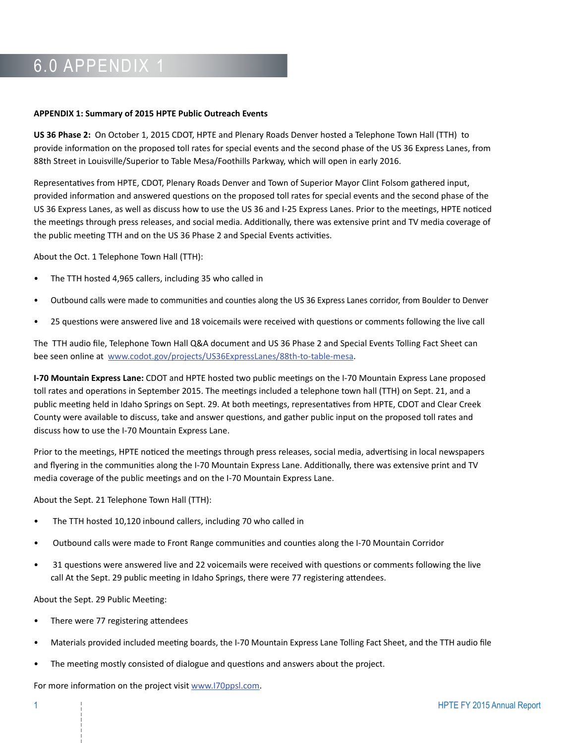# 6.0 APPENDIX 1

**APPENDIX 1: Summary of 2015 HPTE Public Outreach Events**

**US 36 Phase 2:** On October 1, 2015 CDOT, HPTE and Plenary Roads Denver hosted a Telephone Town Hall (TTH) to provide information on the proposed toll rates for special events and the second phase of the US 36 Express Lanes, from 88th Street in Louisville/Superior to Table Mesa/Foothills Parkway, which will open in early 2016.

Representatives from HPTE, CDOT, Plenary Roads Denver and Town of Superior Mayor Clint Folsom gathered input, provided information and answered questions on the proposed toll rates for special events and the second phase of the US 36 Express Lanes, as well as discuss how to use the US 36 and I-25 Express Lanes. Prior to the meetings, HPTE noticed the meetings through press releases, and social media. Additionally, there was extensive print and TV media coverage of the public meeting TTH and on the US 36 Phase 2 and Special Events activities.

About the Oct. 1 Telephone Town Hall (TTH):

- The TTH hosted 4,965 callers, including 35 who called in
- Outbound calls were made to communities and counties along the US 36 Express Lanes corridor, from Boulder to Denver
- 25 questions were answered live and 18 voicemails were received with questions or comments following the live call

The TTH audio file, Telephone Town Hall Q&A document and US 36 Phase 2 and Special Events Tolling Fact Sheet can bee seen online at www.codot.gov/projects/US36ExpressLanes/88th-to-table-mesa.

**I-70 Mountain Express Lane:** CDOT and HPTE hosted two public meetings on the I-70 Mountain Express Lane proposed toll rates and operations in September 2015. The meetings included a telephone town hall (TTH) on Sept. 21, and a public meeting held in Idaho Springs on Sept. 29. At both meetings, representatives from HPTE, CDOT and Clear Creek County were available to discuss, take and answer questions, and gather public input on the proposed toll rates and discuss how to use the I-70 Mountain Express Lane.

Prior to the meetings, HPTE noticed the meetings through press releases, social media, advertising in local newspapers and flyering in the communities along the I-70 Mountain Express Lane. Additionally, there was extensive print and TV media coverage of the public meetings and on the I-70 Mountain Express Lane.

About the Sept. 21 Telephone Town Hall (TTH):

- The TTH hosted 10,120 inbound callers, including 70 who called in
- Outbound calls were made to Front Range communities and counties along the I-70 Mountain Corridor
- 31 questions were answered live and 22 voicemails were received with questions or comments following the live call At the Sept. 29 public meeting in Idaho Springs, there were 77 registering attendees.

About the Sept. 29 Public Meeting:

- There were 77 registering attendees
- Materials provided included meeting boards, the I-70 Mountain Express Lane Tolling Fact Sheet, and the TTH audio file
- The meeting mostly consisted of dialogue and questions and answers about the project.

For more information on the project visit www.I70ppsl.com.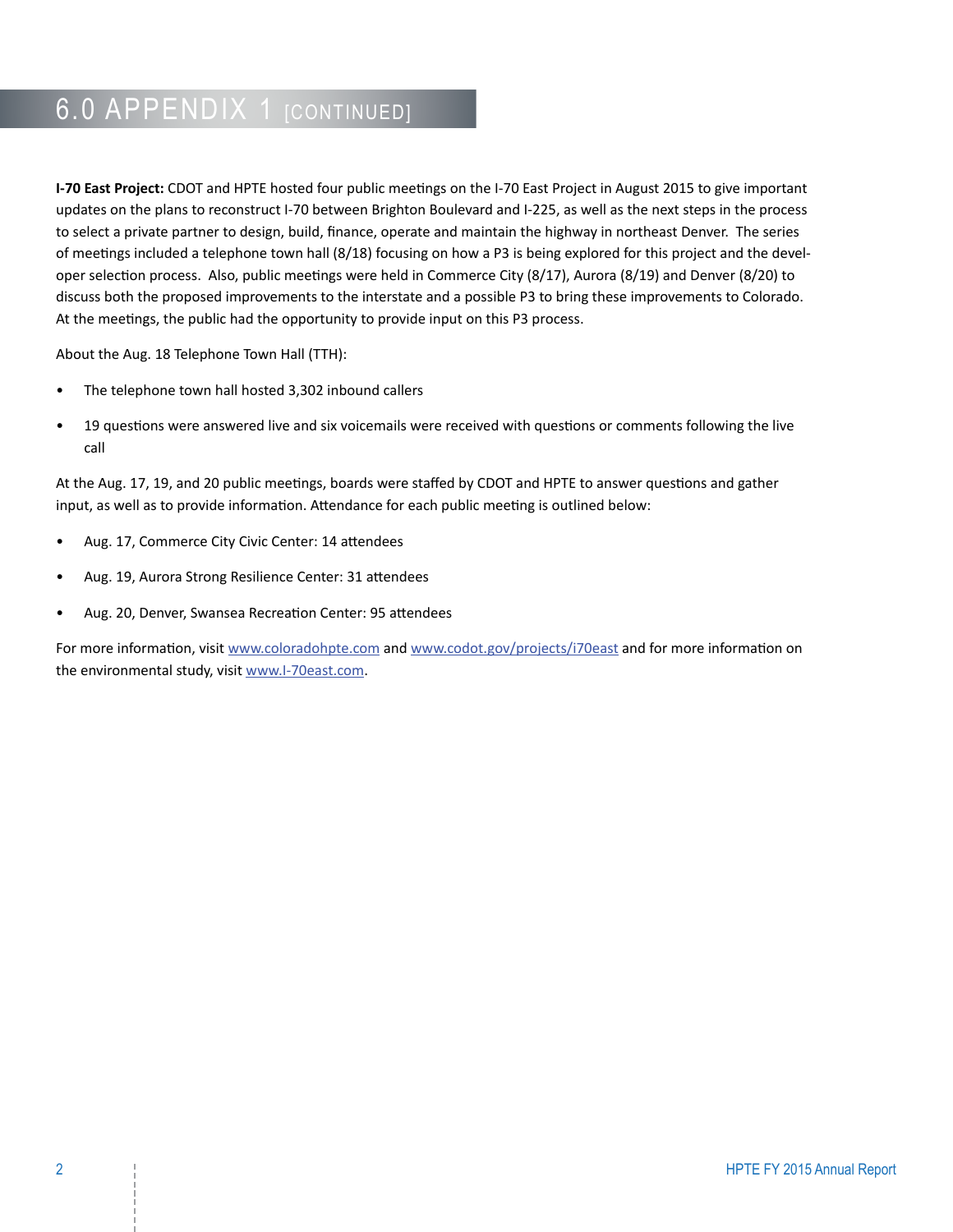# 6.0 APPENDIX 1 [CONTINUED]

**I-70 East Project:** CDOT and HPTE hosted four public meetings on the I-70 East Project in August 2015 to give important updates on the plans to reconstruct I-70 between Brighton Boulevard and I-225, as well as the next steps in the process to select a private partner to design, build, finance, operate and maintain the highway in northeast Denver. The series of meetings included a telephone town hall (8/18) focusing on how a P3 is being explored for this project and the developer selection process. Also, public meetings were held in Commerce City (8/17), Aurora (8/19) and Denver (8/20) to discuss both the proposed improvements to the interstate and a possible P3 to bring these improvements to Colorado. At the meetings, the public had the opportunity to provide input on this P3 process.

About the Aug. 18 Telephone Town Hall (TTH):

- The telephone town hall hosted 3,302 inbound callers
- 19 questions were answered live and six voicemails were received with questions or comments following the live call

At the Aug. 17, 19, and 20 public meetings, boards were staffed by CDOT and HPTE to answer questions and gather input, as well as to provide information. Attendance for each public meeting is outlined below:

- Aug. 17, Commerce City Civic Center: 14 attendees
- Aug. 19, Aurora Strong Resilience Center: 31 attendees
- Aug. 20, Denver, Swansea Recreation Center: 95 attendees

For more information, visit www.coloradohpte.com and www.codot.gov/projects/i70east and for more information on the environmental study, visit www.I-70east.com.